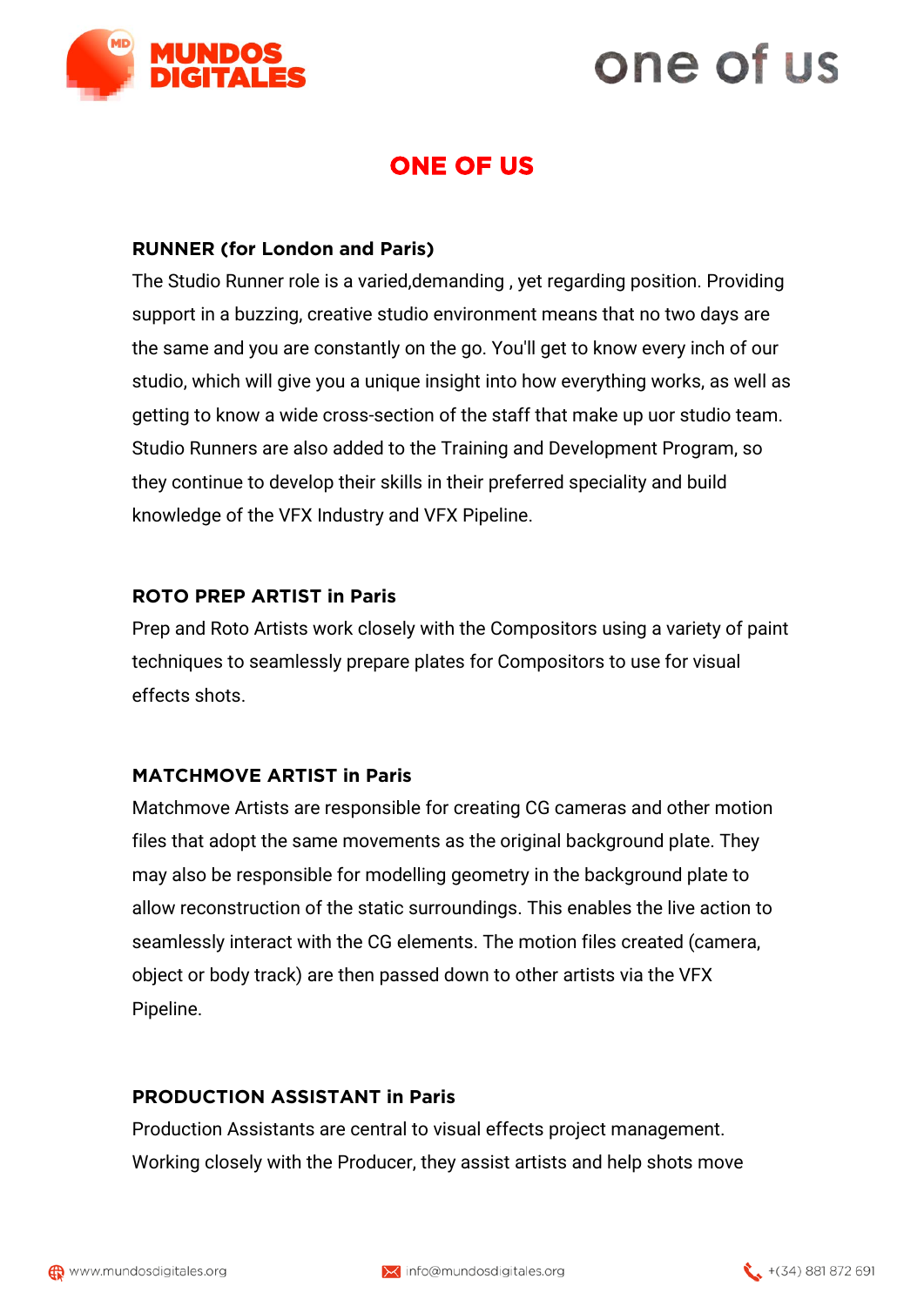# ONE OF US

**RUNNER (for London and Paris)**

The Studio Runner role is a varied,demanding , yet regarding position. Providing support in a buzzing, creative studio environment means that no two days are the same and you are constantly on the go. You'll get to know every inch of our studio, which will give you a unique insight into how everything works, as well as getting to know a wide cross-section of the staff that make up uor studio team. Studio Runners are also added to the Training and Development Program, so they continue to develop their skills in their preferred speciality and build knowledge of the VFX Industry and VFX Pipeline.

**ROTO PREP ARTIST in Paris**

Prep and Roto Artists work closely with the Compositors using a variety of paint techniques to seamlessly prepare plates for Compositors to use for visual effects shots.

**MATCHMOVE ARTIST in Paris**

Matchmove Artists are responsible for creating CG cameras and other motion files that adopt the same movements as the original background plate. They may also be responsible for modelling geometry in the background plate to allow reconstruction of the static surroundings. This enables the live action to seamlessly interact with the CG elements. The motion files created (camera, object or body track) are then passed down to other artists via the VFX Pipeline.

**PRODUCTION ASSISTANT in Paris**

Production Assistants are central to visual effects project management. Working closely with the Producer, they assist artists and help shots move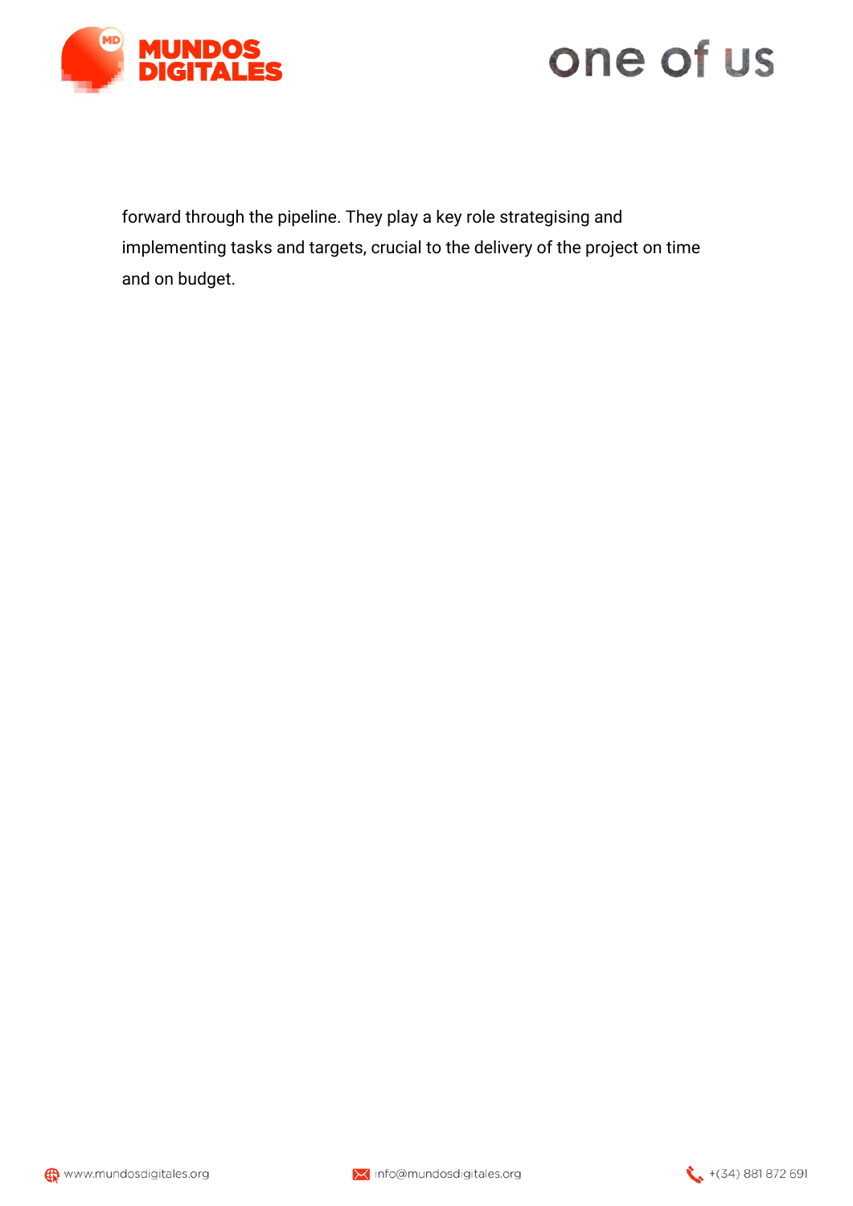forward through the pipeline. They play a key role strategising and implementing tasks and targets, crucial to the delivery of the project on time and on budget.